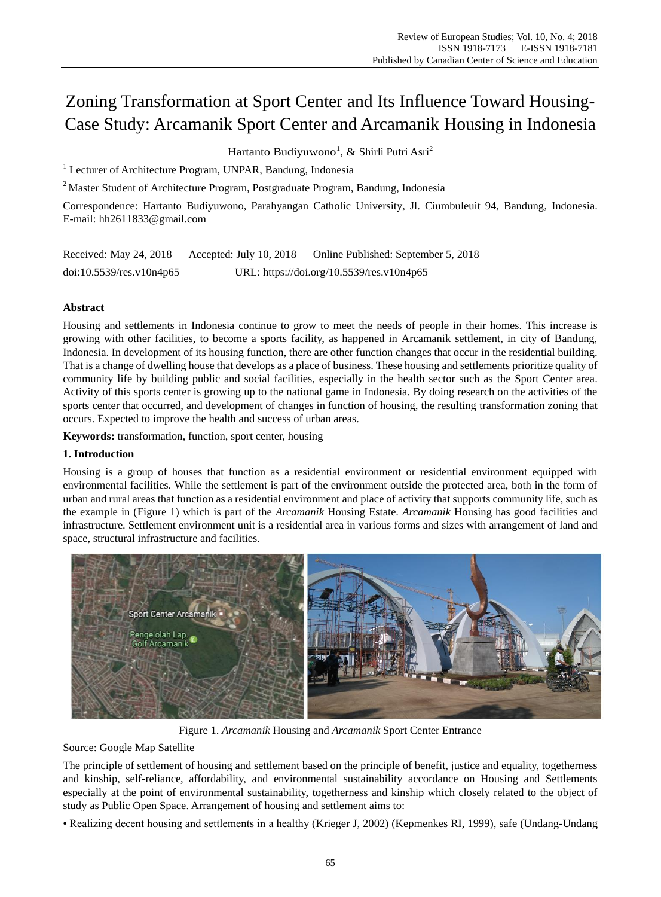# Zoning Transformation at Sport Center and Its Influence Toward Housing-Case Study: Arcamanik Sport Center and Arcamanik Housing in Indonesia

Hartanto Budiyuwono[1], & Shirli Putri Asri[2]

[1] Lecturer of Architecture Program, UNPAR, Bandung, Indonesia

[2] Master Student of Architecture Program, Postgraduate Program, Bandung, Indonesia

Correspondence: Hartanto Budiyuwono, Parahyangan Catholic University, Jl. Ciumbuleuit 94, Bandung, Indonesia. E-mail: hh2611833@gmail.com

Received: May 24, 2018    Accepted: July 10, 2018    Online Published: September 5, 2018

doi:10.5539/res.v10n4p65    URL: https://doi.org/10.5539/res.v10n4p65

## Abstract

Housing and settlements in Indonesia continue to grow to meet the needs of people in their homes. This increase is growing with other facilities, to become a sports facility, as happened in Arcamanik settlement, in city of Bandung, Indonesia. In development of its housing function, there are other function changes that occur in the residential building. That is a change of dwelling house that develops as a place of business. These housing and settlements prioritize quality of community life by building public and social facilities, especially in the health sector such as the Sport Center area. Activity of this sports center is growing up to the national game in Indonesia. By doing research on the activities of the sports center that occurred, and development of changes in function of housing, the resulting transformation zoning that occurs. Expected to improve the health and success of urban areas.

**Keywords:** transformation, function, sport center, housing

## 1. Introduction

Housing is a group of houses that function as a residential environment or residential environment equipped with environmental facilities. While the settlement is part of the environment outside the protected area, both in the form of urban and rural areas that function as a residential environment and place of activity that supports community life, such as the example in (Figure 1) which is part of the *Arcamanik* Housing Estate. *Arcamanik* Housing has good facilities and infrastructure. Settlement environment unit is a residential area in various forms and sizes with arrangement of land and space, structural infrastructure and facilities.

Figure 1. *Arcamanik* Housing and *Arcamanik* Sport Center Entrance

Source: Google Map Satellite

The principle of settlement of housing and settlement based on the principle of benefit, justice and equality, togetherness and kinship, self-reliance, affordability, and environmental sustainability accordance on Housing and Settlements especially at the point of environmental sustainability, togetherness and kinship which closely related to the object of study as Public Open Space. Arrangement of housing and settlement aims to:

• Realizing decent housing and settlements in a healthy (Krieger J, 2002) (Kepmenkes RI, 1999), safe (Undang-Undang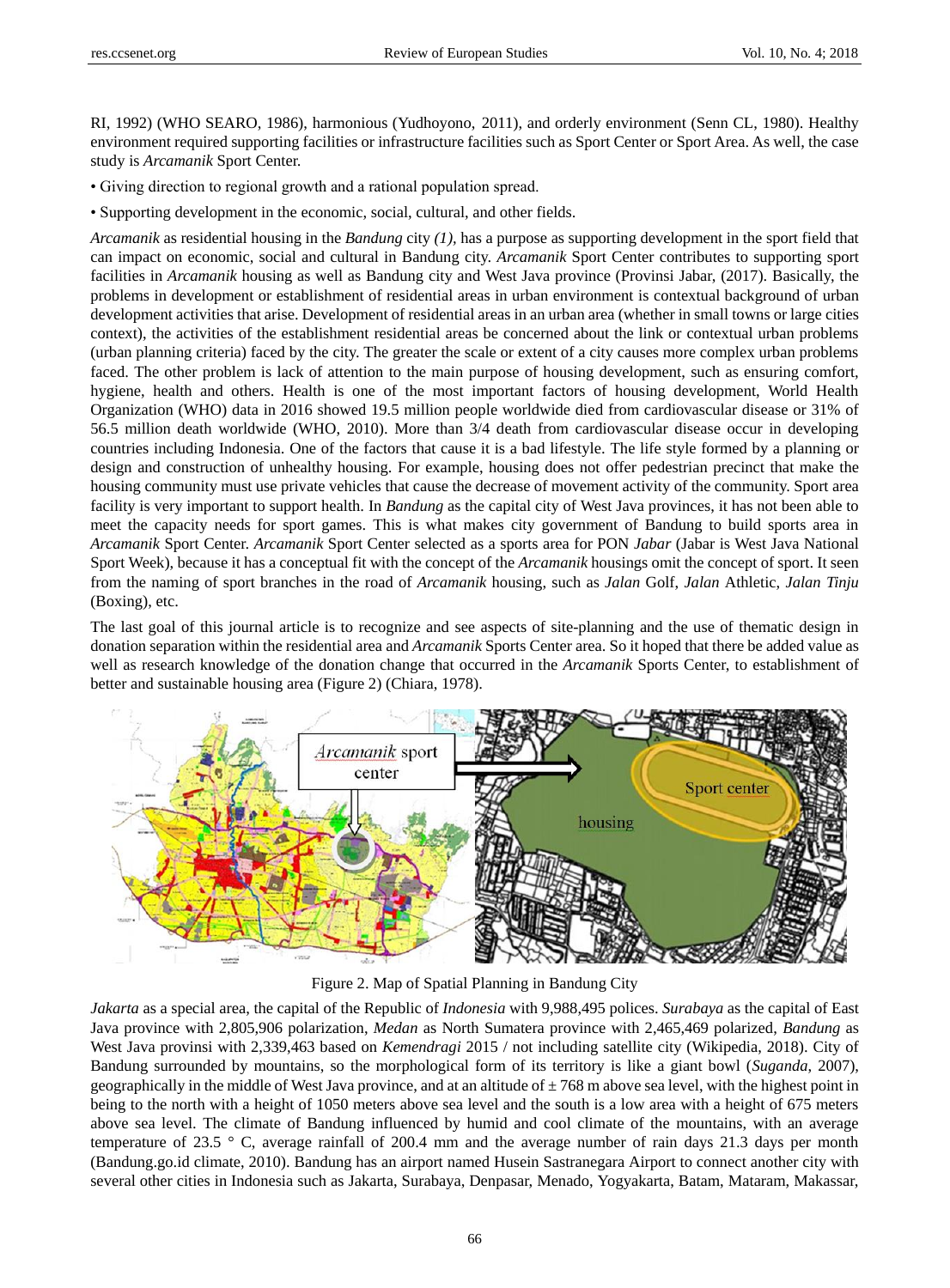RI, 1992) (WHO SEARO, 1986), harmonious (Yudhoyono, 2011), and orderly environment (Senn CL, 1980). Healthy environment required supporting facilities or infrastructure facilities such as Sport Center or Sport Area. As well, the case study is *Arcamanik* Sport Center.

• Giving direction to regional growth and a rational population spread.

• Supporting development in the economic, social, cultural, and other fields.

*Arcamanik* as residential housing in the *Bandung* city *(1)*, has a purpose as supporting development in the sport field that can impact on economic, social and cultural in Bandung city. *Arcamanik* Sport Center contributes to supporting sport facilities in *Arcamanik* housing as well as Bandung city and West Java province (Provinsi Jabar, (2017). Basically, the problems in development or establishment of residential areas in urban environment is contextual background of urban development activities that arise. Development of residential areas in an urban area (whether in small towns or large cities context), the activities of the establishment residential areas be concerned about the link or contextual urban problems (urban planning criteria) faced by the city. The greater the scale or extent of a city causes more complex urban problems faced. The other problem is lack of attention to the main purpose of housing development, such as ensuring comfort, hygiene, health and others. Health is one of the most important factors of housing development, World Health Organization (WHO) data in 2016 showed 19.5 million people worldwide died from cardiovascular disease or 31% of 56.5 million death worldwide (WHO, 2010). More than 3/4 death from cardiovascular disease occur in developing countries including Indonesia. One of the factors that cause it is a bad lifestyle. The life style formed by a planning or design and construction of unhealthy housing. For example, housing does not offer pedestrian precinct that make the housing community must use private vehicles that cause the decrease of movement activity of the community. Sport area facility is very important to support health. In *Bandung* as the capital city of West Java provinces, it has not been able to meet the capacity needs for sport games. This is what makes city government of Bandung to build sports area in *Arcamanik* Sport Center. *Arcamanik* Sport Center selected as a sports area for PON *Jabar* (Jabar is West Java National Sport Week), because it has a conceptual fit with the concept of the *Arcamanik* housings omit the concept of sport. It seen from the naming of sport branches in the road of *Arcamanik* housing, such as *Jalan* Golf, *Jalan* Athletic, *Jalan Tinju* (Boxing), etc.

The last goal of this journal article is to recognize and see aspects of site-planning and the use of thematic design in donation separation within the residential area and *Arcamanik* Sports Center area. So it hoped that there be added value as well as research knowledge of the donation change that occurred in the *Arcamanik* Sports Center, to establishment of better and sustainable housing area (Figure 2) (Chiara, 1978).

Figure 2. Map of Spatial Planning in Bandung City

*Jakarta* as a special area, the capital of the Republic of *Indonesia* with 9,988,495 polices. *Surabaya* as the capital of East Java province with 2,805,906 polarization, *Medan* as North Sumatera province with 2,465,469 polarized, *Bandung* as West Java provinsi with 2,339,463 based on *Kemendragi* 2015 / not including satellite city (Wikipedia, 2018). City of Bandung surrounded by mountains, so the morphological form of its territory is like a giant bowl (*Suganda*, 2007), geographically in the middle of West Java province, and at an altitude of ± 768 m above sea level, with the highest point in being to the north with a height of 1050 meters above sea level and the south is a low area with a height of 675 meters above sea level. The climate of Bandung influenced by humid and cool climate of the mountains, with an average temperature of 23.5 ° C, average rainfall of 200.4 mm and the average number of rain days 21.3 days per month (Bandung.go.id climate, 2010). Bandung has an airport named Husein Sastranegara Airport to connect another city with several other cities in Indonesia such as Jakarta, Surabaya, Denpasar, Menado, Yogyakarta, Batam, Mataram, Makassar,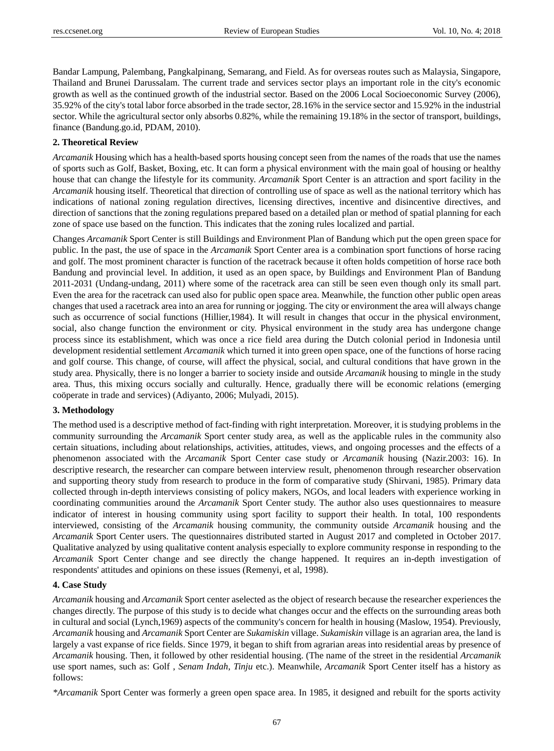Bandar Lampung, Palembang, Pangkalpinang, Semarang, and Field. As for overseas routes such as Malaysia, Singapore, Thailand and Brunei Darussalam. The current trade and services sector plays an important role in the city's economic growth as well as the continued growth of the industrial sector. Based on the 2006 Local Socioeconomic Survey (2006), 35.92% of the city's total labor force absorbed in the trade sector, 28.16% in the service sector and 15.92% in the industrial sector. While the agricultural sector only absorbs 0.82%, while the remaining 19.18% in the sector of transport, buildings, finance (Bandung.go.id, PDAM, 2010).

## 2. Theoretical Review

*Arcamanik* Housing which has a health-based sports housing concept seen from the names of the roads that use the names of sports such as Golf, Basket, Boxing, etc. It can form a physical environment with the main goal of housing or healthy house that can change the lifestyle for its community. *Arcamanik* Sport Center is an attraction and sport facility in the *Arcamanik* housing itself. Theoretical that direction of controlling use of space as well as the national territory which has indications of national zoning regulation directives, licensing directives, incentive and disincentive directives, and direction of sanctions that the zoning regulations prepared based on a detailed plan or method of spatial planning for each zone of space use based on the function. This indicates that the zoning rules localized and partial.

Changes *Arcamanik* Sport Center is still Buildings and Environment Plan of Bandung which put the open green space for public. In the past, the use of space in the *Arcamanik* Sport Center area is a combination sport functions of horse racing and golf. The most prominent character is function of the racetrack because it often holds competition of horse race both Bandung and provincial level. In addition, it used as an open space, by Buildings and Environment Plan of Bandung 2011-2031 (Undang-undang, 2011) where some of the racetrack area can still be seen even though only its small part. Even the area for the racetrack can used also for public open space area. Meanwhile, the function other public open areas changes that used a racetrack area into an area for running or jogging. The city or environment the area will always change such as occurrence of social functions (Hillier,1984). It will result in changes that occur in the physical environment, social, also change function the environment or city. Physical environment in the study area has undergone change process since its establishment, which was once a rice field area during the Dutch colonial period in Indonesia until development residential settlement *Arcamanik* which turned it into green open space, one of the functions of horse racing and golf course. This change, of course, will affect the physical, social, and cultural conditions that have grown in the study area. Physically, there is no longer a barrier to society inside and outside *Arcamanik* housing to mingle in the study area. Thus, this mixing occurs socially and culturally. Hence, gradually there will be economic relations (emerging coöperate in trade and services) (Adiyanto, 2006; Mulyadi, 2015).

## 3. Methodology

The method used is a descriptive method of fact-finding with right interpretation. Moreover, it is studying problems in the community surrounding the *Arcamanik* Sport center study area, as well as the applicable rules in the community also certain situations, including about relationships, activities, attitudes, views, and ongoing processes and the effects of a phenomenon associated with the *Arcamanik* Sport Center case study or *Arcamanik* housing (Nazir.2003: 16). In descriptive research, the researcher can compare between interview result, phenomenon through researcher observation and supporting theory study from research to produce in the form of comparative study (Shirvani, 1985). Primary data collected through in-depth interviews consisting of policy makers, NGOs, and local leaders with experience working in coordinating communities around the *Arcamanik* Sport Center study. The author also uses questionnaires to measure indicator of interest in housing community using sport facility to support their health. In total, 100 respondents interviewed, consisting of the *Arcamanik* housing community, the community outside *Arcamanik* housing and the *Arcamanik* Sport Center users. The questionnaires distributed started in August 2017 and completed in October 2017. Qualitative analyzed by using qualitative content analysis especially to explore community response in responding to the *Arcamanik* Sport Center change and see directly the change happened. It requires an in-depth investigation of respondents' attitudes and opinions on these issues (Remenyi, et al, 1998).

## 4. Case Study

*Arcamanik* housing and *Arcamanik* Sport center aselected as the object of research because the researcher experiences the changes directly. The purpose of this study is to decide what changes occur and the effects on the surrounding areas both in cultural and social (Lynch,1969) aspects of the community's concern for health in housing (Maslow, 1954). Previously, *Arcamanik* housing and *Arcamanik* Sport Center are *Sukamiskin* village. *Sukamiskin* village is an agrarian area, the land is largely a vast expanse of rice fields. Since 1979, it began to shift from agrarian areas into residential areas by presence of *Arcamanik* housing. Then, it followed by other residential housing. (The name of the street in the residential *Arcamanik* use sport names, such as: Golf , *Senam Indah*, *Tinju* etc.). Meanwhile, *Arcamanik* Sport Center itself has a history as follows:

**Arcamanik* Sport Center was formerly a green open space area. In 1985, it designed and rebuilt for the sports activity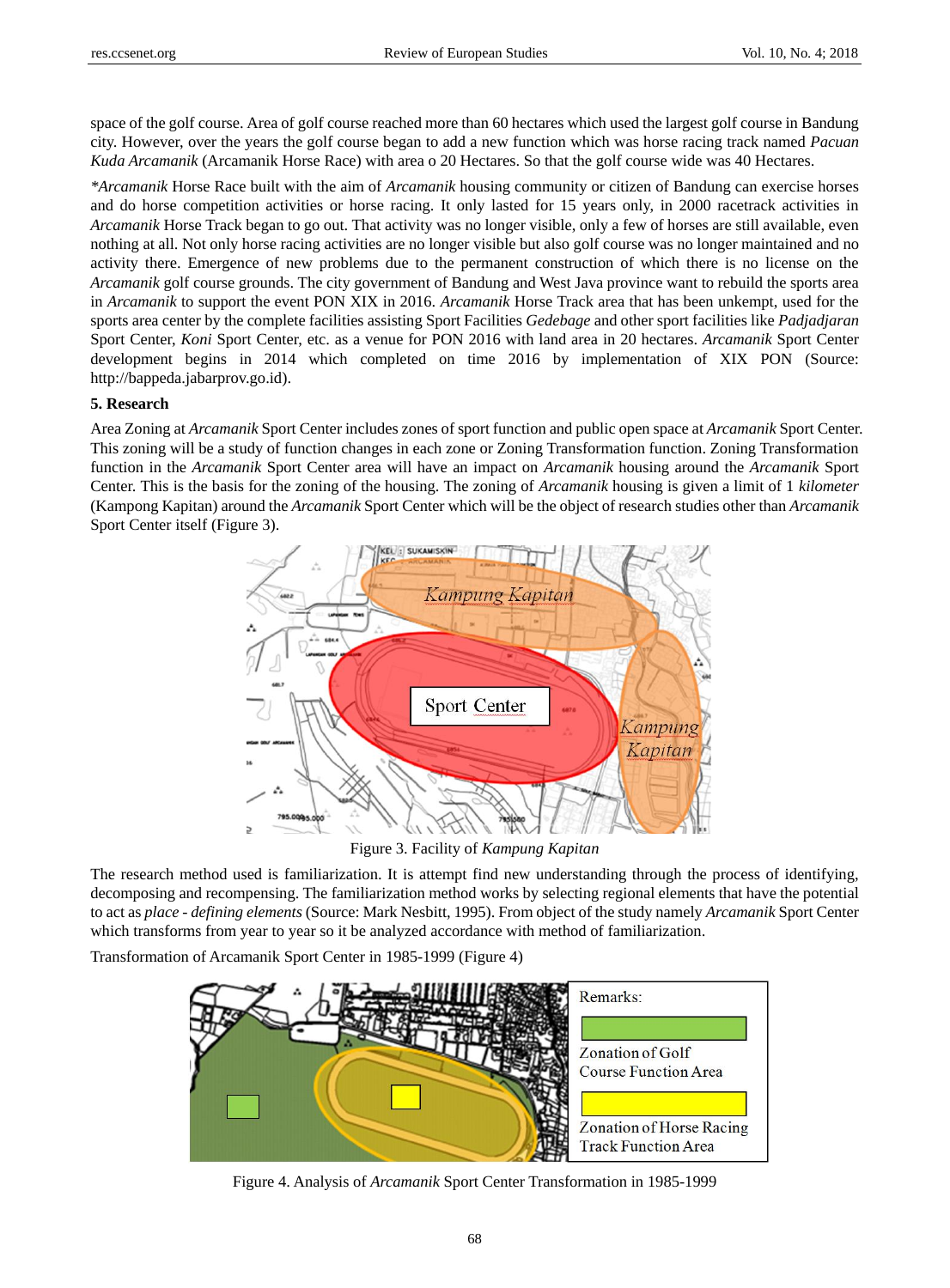space of the golf course. Area of golf course reached more than 60 hectares which used the largest golf course in Bandung city. However, over the years the golf course began to add a new function which was horse racing track named *Pacuan Kuda Arcamanik* (Arcamanik Horse Race) with area o 20 Hectares. So that the golf course wide was 40 Hectares.

\**Arcamanik* Horse Race built with the aim of *Arcamanik* housing community or citizen of Bandung can exercise horses and do horse competition activities or horse racing. It only lasted for 15 years only, in 2000 racetrack activities in *Arcamanik* Horse Track began to go out. That activity was no longer visible, only a few of horses are still available, even nothing at all. Not only horse racing activities are no longer visible but also golf course was no longer maintained and no activity there. Emergence of new problems due to the permanent construction of which there is no license on the *Arcamanik* golf course grounds. The city government of Bandung and West Java province want to rebuild the sports area in *Arcamanik* to support the event PON XIX in 2016. *Arcamanik* Horse Track area that has been unkempt, used for the sports area center by the complete facilities assisting Sport Facilities *Gedebage* and other sport facilities like *Padjadjaran* Sport Center, *Koni* Sport Center, etc. as a venue for PON 2016 with land area in 20 hectares. *Arcamanik* Sport Center development begins in 2014 which completed on time 2016 by implementation of XIX PON (Source: http://bappeda.jabarprov.go.id).

## 5. Research

Area Zoning at *Arcamanik* Sport Center includes zones of sport function and public open space at *Arcamanik* Sport Center. This zoning will be a study of function changes in each zone or Zoning Transformation function. Zoning Transformation function in the *Arcamanik* Sport Center area will have an impact on *Arcamanik* housing around the *Arcamanik* Sport Center. This is the basis for the zoning of the housing. The zoning of *Arcamanik* housing is given a limit of 1 *kilometer* (Kampong Kapitan) around the *Arcamanik* Sport Center which will be the object of research studies other than *Arcamanik* Sport Center itself (Figure 3).

Figure 3. Facility of *Kampung Kapitan*

The research method used is familiarization. It is attempt find new understanding through the process of identifying, decomposing and recompensing. The familiarization method works by selecting regional elements that have the potential to act as *place - defining elements* (Source: Mark Nesbitt, 1995). From object of the study namely *Arcamanik* Sport Center which transforms from year to year so it be analyzed accordance with method of familiarization.

Transformation of Arcamanik Sport Center in 1985-1999 (Figure 4)

Figure 4. Analysis of *Arcamanik* Sport Center Transformation in 1985-1999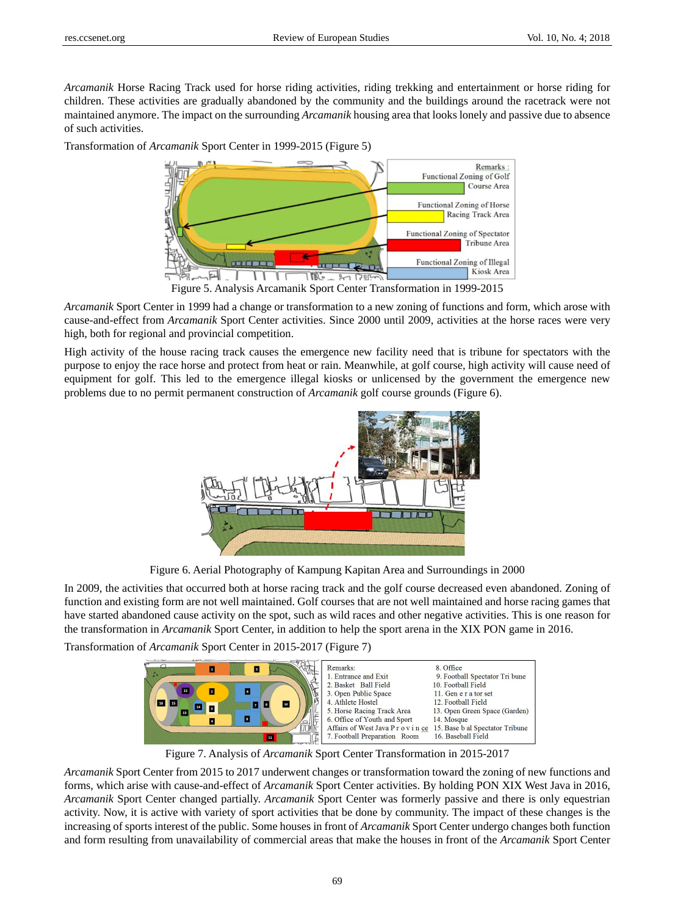*Arcamanik* Horse Racing Track used for horse riding activities, riding trekking and entertainment or horse riding for children. These activities are gradually abandoned by the community and the buildings around the racetrack were not maintained anymore. The impact on the surrounding *Arcamanik* housing area that looks lonely and passive due to absence of such activities.

Transformation of *Arcamanik* Sport Center in 1999-2015 (Figure 5)

Figure 5. Analysis Arcamanik Sport Center Transformation in 1999-2015

*Arcamanik* Sport Center in 1999 had a change or transformation to a new zoning of functions and form, which arose with cause-and-effect from *Arcamanik* Sport Center activities. Since 2000 until 2009, activities at the horse races were very high, both for regional and provincial competition.

High activity of the house racing track causes the emergence new facility need that is tribune for spectators with the purpose to enjoy the race horse and protect from heat or rain. Meanwhile, at golf course, high activity will cause need of equipment for golf. This led to the emergence illegal kiosks or unlicensed by the government the emergence new problems due to no permit permanent construction of *Arcamanik* golf course grounds (Figure 6).

Figure 6. Aerial Photography of Kampung Kapitan Area and Surroundings in 2000

In 2009, the activities that occurred both at horse racing track and the golf course decreased even abandoned. Zoning of function and existing form are not well maintained. Golf courses that are not well maintained and horse racing games that have started abandoned cause activity on the spot, such as wild races and other negative activities. This is one reason for the transformation in *Arcamanik* Sport Center, in addition to help the sport arena in the XIX PON game in 2016.

Transformation of *Arcamanik* Sport Center in 2015-2017 (Figure 7)

Figure 7. Analysis of *Arcamanik* Sport Center Transformation in 2015-2017

*Arcamanik* Sport Center from 2015 to 2017 underwent changes or transformation toward the zoning of new functions and forms, which arise with cause-and-effect of *Arcamanik* Sport Center activities. By holding PON XIX West Java in 2016, *Arcamanik* Sport Center changed partially. *Arcamanik* Sport Center was formerly passive and there is only equestrian activity. Now, it is active with variety of sport activities that be done by community. The impact of these changes is the increasing of sports interest of the public. Some houses in front of *Arcamanik* Sport Center undergo changes both function and form resulting from unavailability of commercial areas that make the houses in front of the *Arcamanik* Sport Center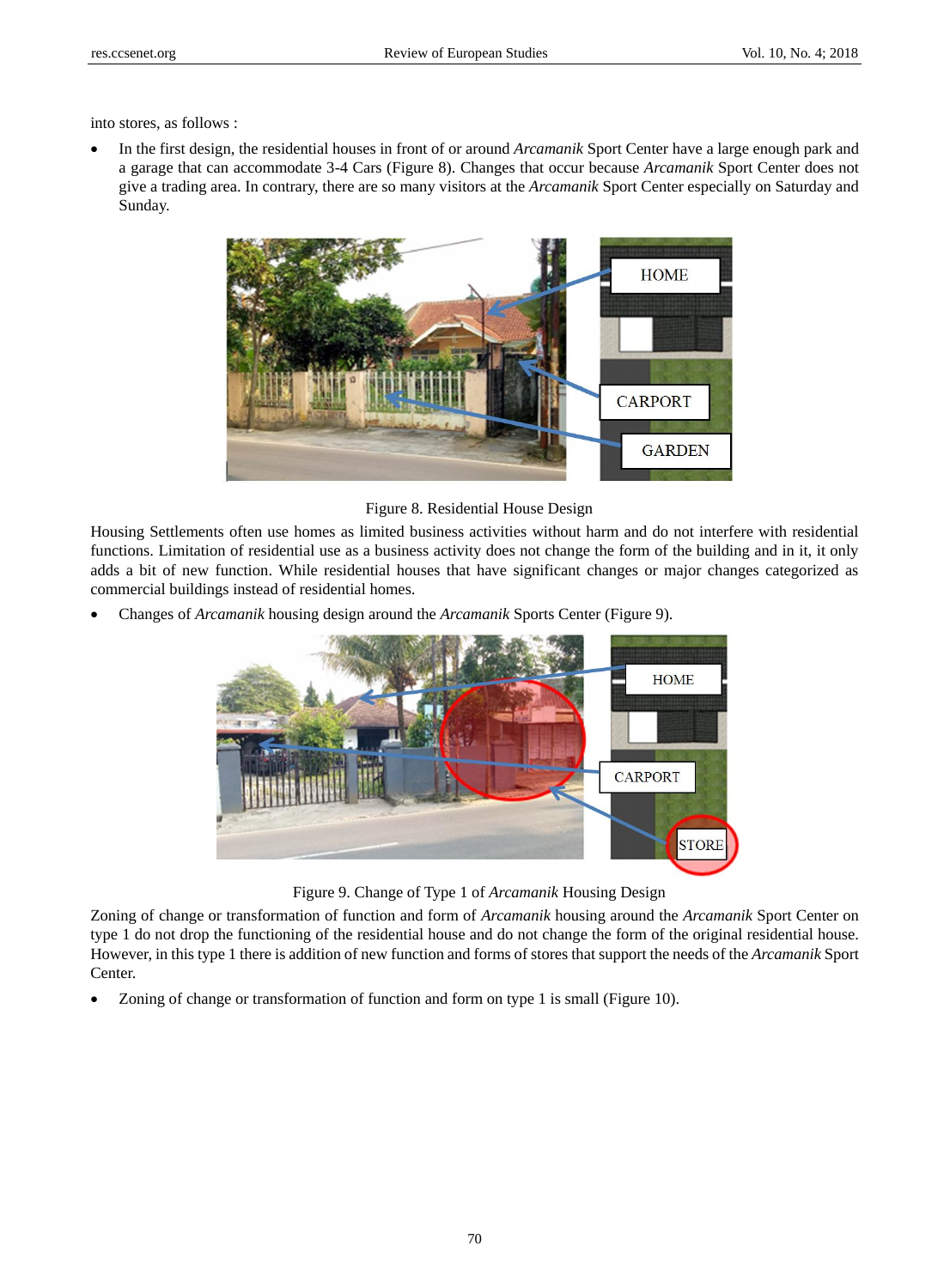into stores, as follows :

- In the first design, the residential houses in front of or around *Arcamanik* Sport Center have a large enough park and a garage that can accommodate 3-4 Cars (Figure 8). Changes that occur because *Arcamanik* Sport Center does not give a trading area. In contrary, there are so many visitors at the *Arcamanik* Sport Center especially on Saturday and Sunday.

Figure 8. Residential House Design

Housing Settlements often use homes as limited business activities without harm and do not interfere with residential functions. Limitation of residential use as a business activity does not change the form of the building and in it, it only adds a bit of new function. While residential houses that have significant changes or major changes categorized as commercial buildings instead of residential homes.

- Changes of *Arcamanik* housing design around the *Arcamanik* Sports Center (Figure 9).

Figure 9. Change of Type 1 of *Arcamanik* Housing Design

Zoning of change or transformation of function and form of *Arcamanik* housing around the *Arcamanik* Sport Center on type 1 do not drop the functioning of the residential house and do not change the form of the original residential house. However, in this type 1 there is addition of new function and forms of stores that support the needs of the *Arcamanik* Sport Center.

- Zoning of change or transformation of function and form on type 1 is small (Figure 10).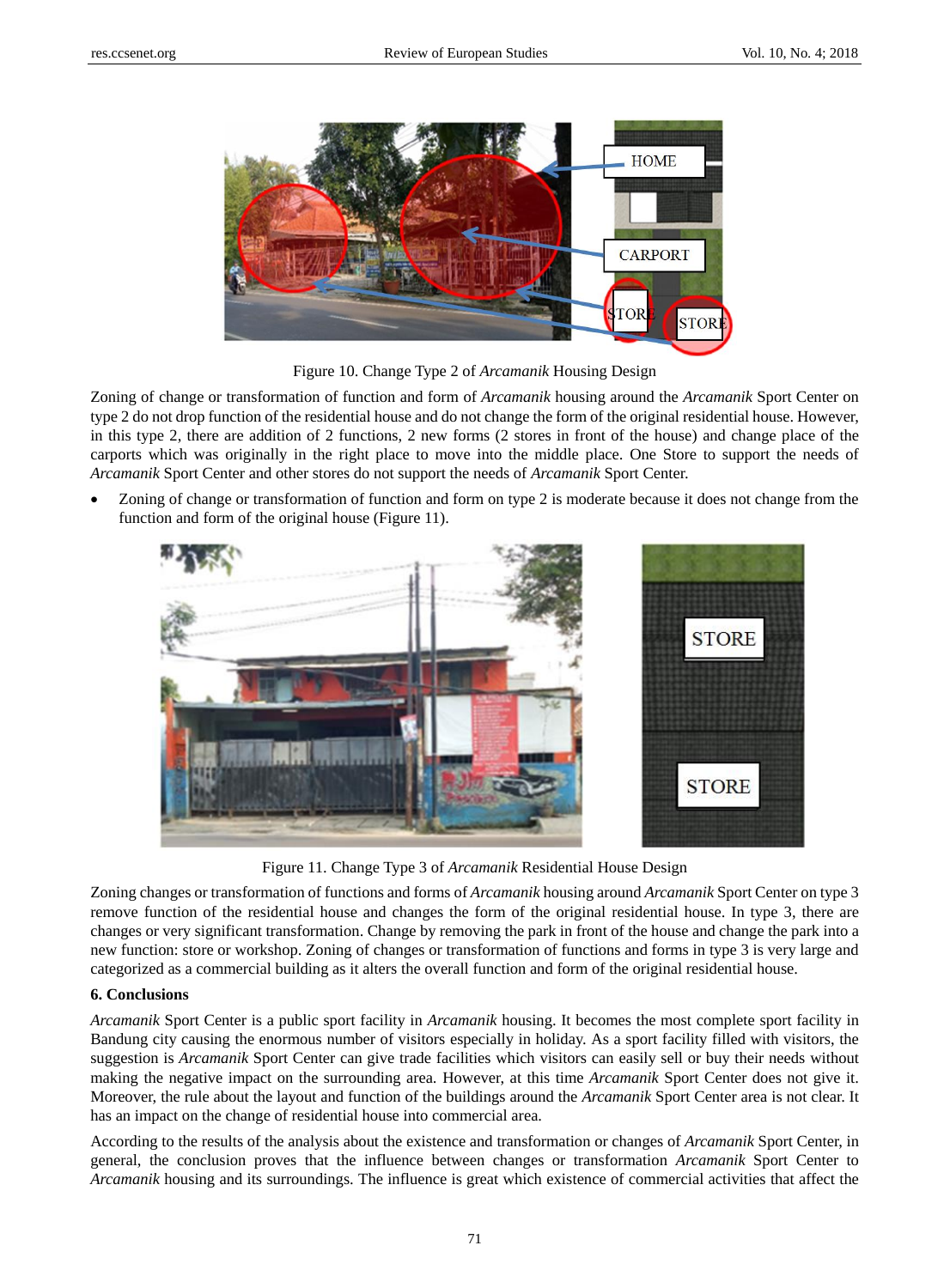Figure 10. Change Type 2 of *Arcamanik* Housing Design

Zoning of change or transformation of function and form of *Arcamanik* housing around the *Arcamanik* Sport Center on type 2 do not drop function of the residential house and do not change the form of the original residential house. However, in this type 2, there are addition of 2 functions, 2 new forms (2 stores in front of the house) and change place of the carports which was originally in the right place to move into the middle place. One Store to support the needs of *Arcamanik* Sport Center and other stores do not support the needs of *Arcamanik* Sport Center.

- Zoning of change or transformation of function and form on type 2 is moderate because it does not change from the function and form of the original house (Figure 11).

Figure 11. Change Type 3 of *Arcamanik* Residential House Design

Zoning changes or transformation of functions and forms of *Arcamanik* housing around *Arcamanik* Sport Center on type 3 remove function of the residential house and changes the form of the original residential house. In type 3, there are changes or very significant transformation. Change by removing the park in front of the house and change the park into a new function: store or workshop. Zoning of changes or transformation of functions and forms in type 3 is very large and categorized as a commercial building as it alters the overall function and form of the original residential house.

## 6. Conclusions

*Arcamanik* Sport Center is a public sport facility in *Arcamanik* housing. It becomes the most complete sport facility in Bandung city causing the enormous number of visitors especially in holiday. As a sport facility filled with visitors, the suggestion is *Arcamanik* Sport Center can give trade facilities which visitors can easily sell or buy their needs without making the negative impact on the surrounding area. However, at this time *Arcamanik* Sport Center does not give it. Moreover, the rule about the layout and function of the buildings around the *Arcamanik* Sport Center area is not clear. It has an impact on the change of residential house into commercial area.

According to the results of the analysis about the existence and transformation or changes of *Arcamanik* Sport Center, in general, the conclusion proves that the influence between changes or transformation *Arcamanik* Sport Center to *Arcamanik* housing and its surroundings. The influence is great which existence of commercial activities that affect the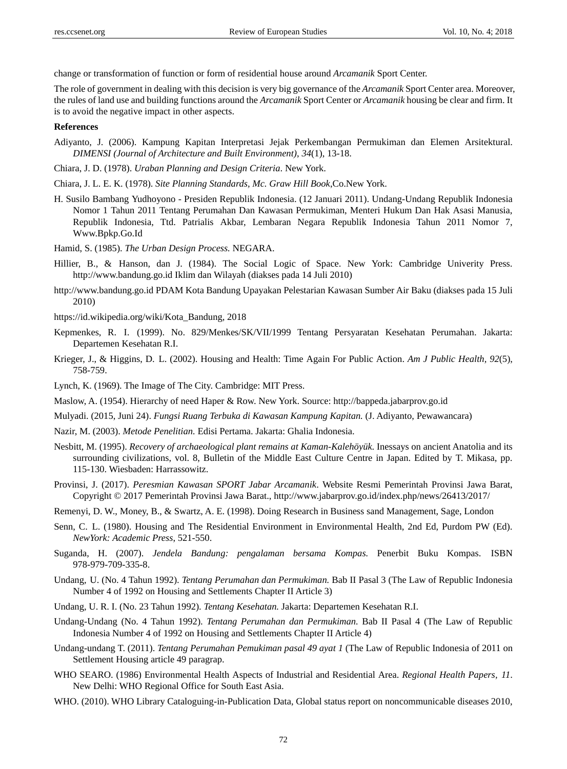change or transformation of function or form of residential house around *Arcamanik* Sport Center.

The role of government in dealing with this decision is very big governance of the *Arcamanik* Sport Center area. Moreover, the rules of land use and building functions around the *Arcamanik* Sport Center or *Arcamanik* housing be clear and firm. It is to avoid the negative impact in other aspects.

**References**

Adiyanto, J. (2006). Kampung Kapitan Interpretasi Jejak Perkembangan Permukiman dan Elemen Arsitektural. *DIMENSI (Journal of Architecture and Built Environment), 34*(1), 13-18.

Chiara, J. D. (1978). *Uraban Planning and Design Criteria*. New York.

Chiara, J. L. E. K. (1978). *Site Planning Standards, Mc. Graw Hill Book*,Co.New York.

H. Susilo Bambang Yudhoyono - Presiden Republik Indonesia. (12 Januari 2011). Undang-Undang Republik Indonesia Nomor 1 Tahun 2011 Tentang Perumahan Dan Kawasan Permukiman, Menteri Hukum Dan Hak Asasi Manusia, Republik Indonesia, Ttd. Patrialis Akbar, Lembaran Negara Republik Indonesia Tahun 2011 Nomor 7, Www.Bpkp.Go.Id

Hamid, S. (1985). *The Urban Design Process.* NEGARA.

Hillier, B., & Hanson, dan J. (1984). The Social Logic of Space. New York: Cambridge Univerity Press. http://www.bandung.go.id Iklim dan Wilayah (diakses pada 14 Juli 2010)

http://www.bandung.go.id PDAM Kota Bandung Upayakan Pelestarian Kawasan Sumber Air Baku (diakses pada 15 Juli 2010)

https://id.wikipedia.org/wiki/Kota_Bandung, 2018

Kepmenkes, R. I. (1999). No. 829/Menkes/SK/VII/1999 Tentang Persyaratan Kesehatan Perumahan. Jakarta: Departemen Kesehatan R.I.

Krieger, J., & Higgins, D. L. (2002). Housing and Health: Time Again For Public Action. *Am J Public Health, 92*(5), 758-759.

Lynch, K. (1969). The Image of The City. Cambridge: MIT Press.

Maslow, A. (1954). Hierarchy of need Haper & Row. New York. Source: http://bappeda.jabarprov.go.id

Mulyadi. (2015, Juni 24). *Fungsi Ruang Terbuka di Kawasan Kampung Kapitan.* (J. Adiyanto, Pewawancara)

Nazir, M. (2003). *Metode Penelitian.* Edisi Pertama. Jakarta: Ghalia Indonesia.

Nesbitt, M. (1995). *Recovery of archaeological plant remains at Kaman-Kalehöyük*. Inessays on ancient Anatolia and its surrounding civilizations, vol. 8, Bulletin of the Middle East Culture Centre in Japan. Edited by T. Mikasa, pp. 115-130. Wiesbaden: Harrassowitz.

Provinsi, J. (2017). *Peresmian Kawasan SPORT Jabar Arcamanik*. Website Resmi Pemerintah Provinsi Jawa Barat, Copyright © 2017 Pemerintah Provinsi Jawa Barat., http://www.jabarprov.go.id/index.php/news/26413/2017/

Remenyi, D. W., Money, B., & Swartz, A. E. (1998). Doing Research in Business sand Management, Sage, London

Senn, C. L. (1980). Housing and The Residential Environment in Environmental Health, 2nd Ed, Purdom PW (Ed). *NewYork: Academic Press*, 521-550.

Suganda, H. (2007). *Jendela Bandung: pengalaman bersama Kompas.* Penerbit Buku Kompas. ISBN 978-979-709-335-8.

Undang, U. (No. 4 Tahun 1992). *Tentang Perumahan dan Permukiman.* Bab II Pasal 3 (The Law of Republic Indonesia Number 4 of 1992 on Housing and Settlements Chapter II Article 3)

Undang, U. R. I. (No. 23 Tahun 1992). *Tentang Kesehatan.* Jakarta: Departemen Kesehatan R.I.

Undang-Undang (No. 4 Tahun 1992). *Tentang Perumahan dan Permukiman.* Bab II Pasal 4 (The Law of Republic Indonesia Number 4 of 1992 on Housing and Settlements Chapter II Article 4)

Undang-undang T. (2011). *Tentang Perumahan Pemukiman pasal 49 ayat 1* (The Law of Republic Indonesia of 2011 on Settlement Housing article 49 paragrap.

WHO SEARO. (1986) Environmental Health Aspects of Industrial and Residential Area. *Regional Health Papers, 11*. New Delhi: WHO Regional Office for South East Asia.

WHO. (2010). WHO Library Cataloguing-in-Publication Data, Global status report on noncommunicable diseases 2010,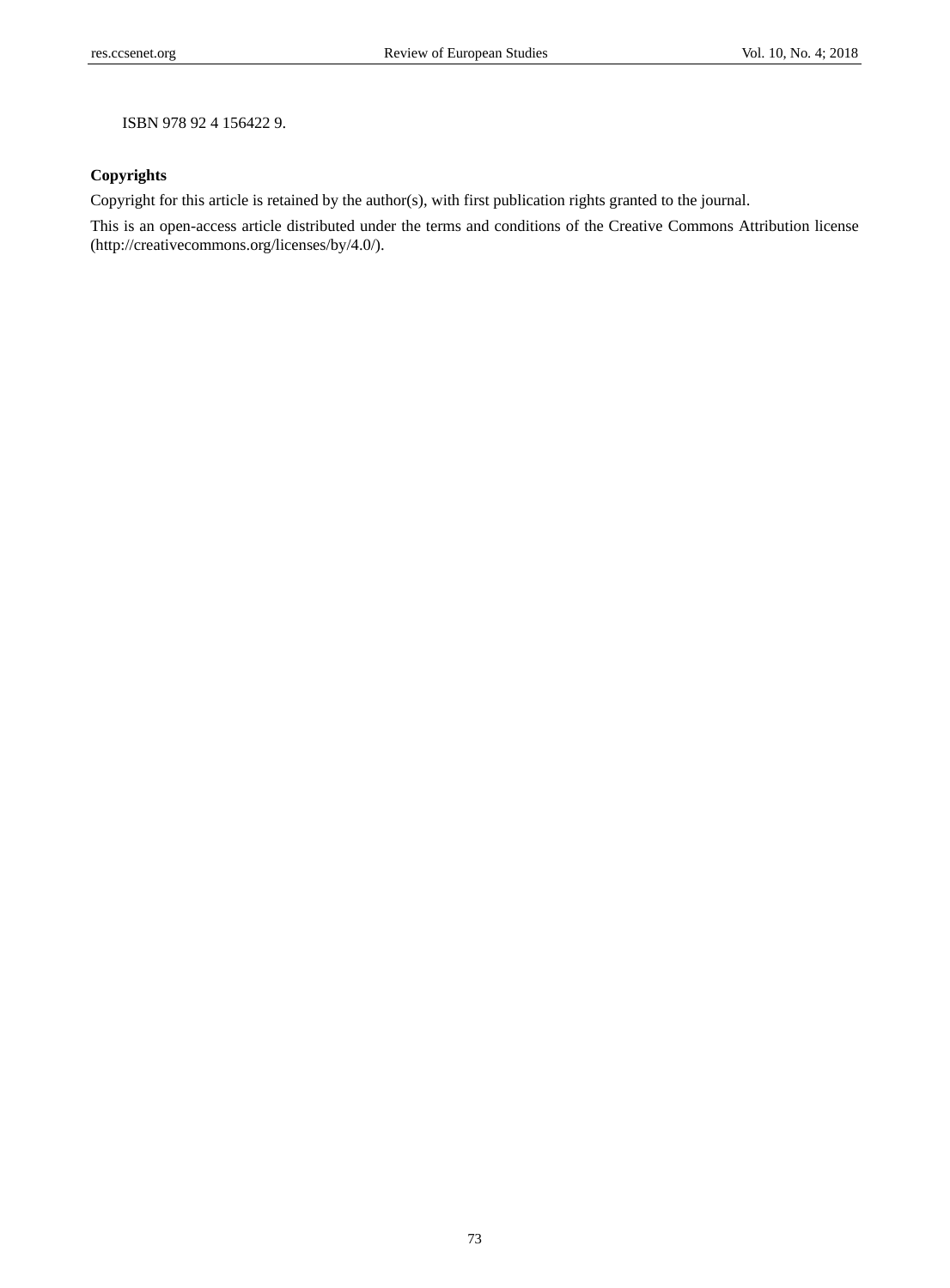ISBN 978 92 4 156422 9.

**Copyrights**

Copyright for this article is retained by the author(s), with first publication rights granted to the journal.

This is an open-access article distributed under the terms and conditions of the Creative Commons Attribution license (http://creativecommons.org/licenses/by/4.0/).